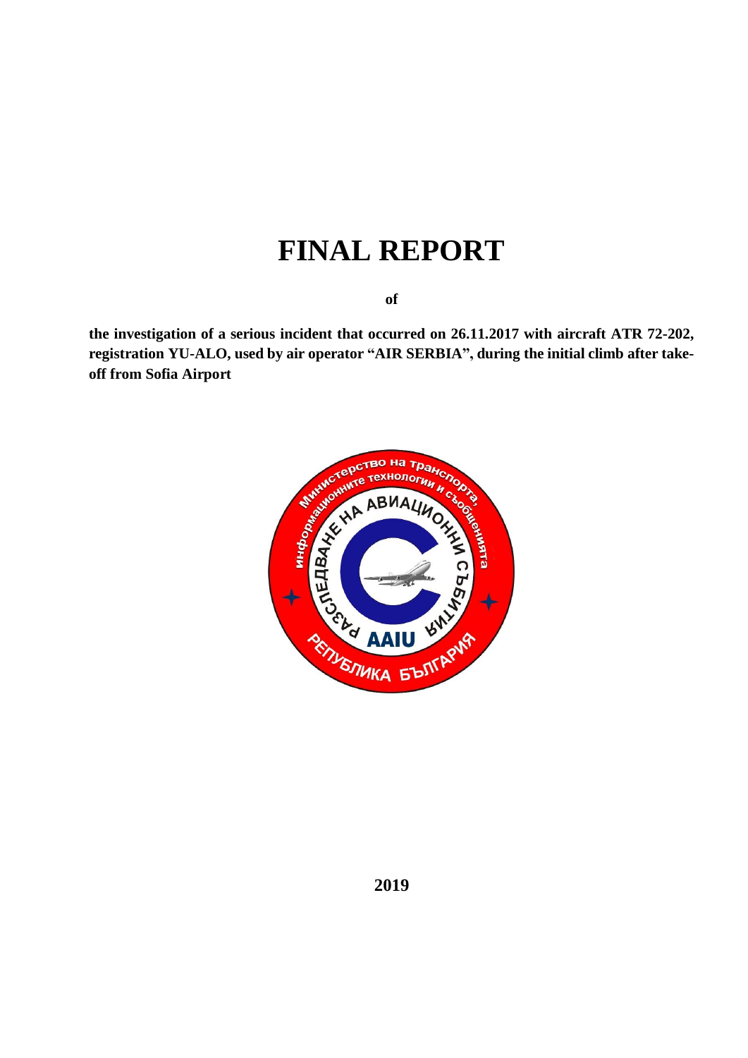# FINAL REPORT

**of**

**the investigation of a serious incident that occurred on 26.11.2017 with aircraft ATR 72-202, registration YU-ALO, used by air operator "AIR SERBIA", during the initial climb after take-off from Sofia Airport**

**2019**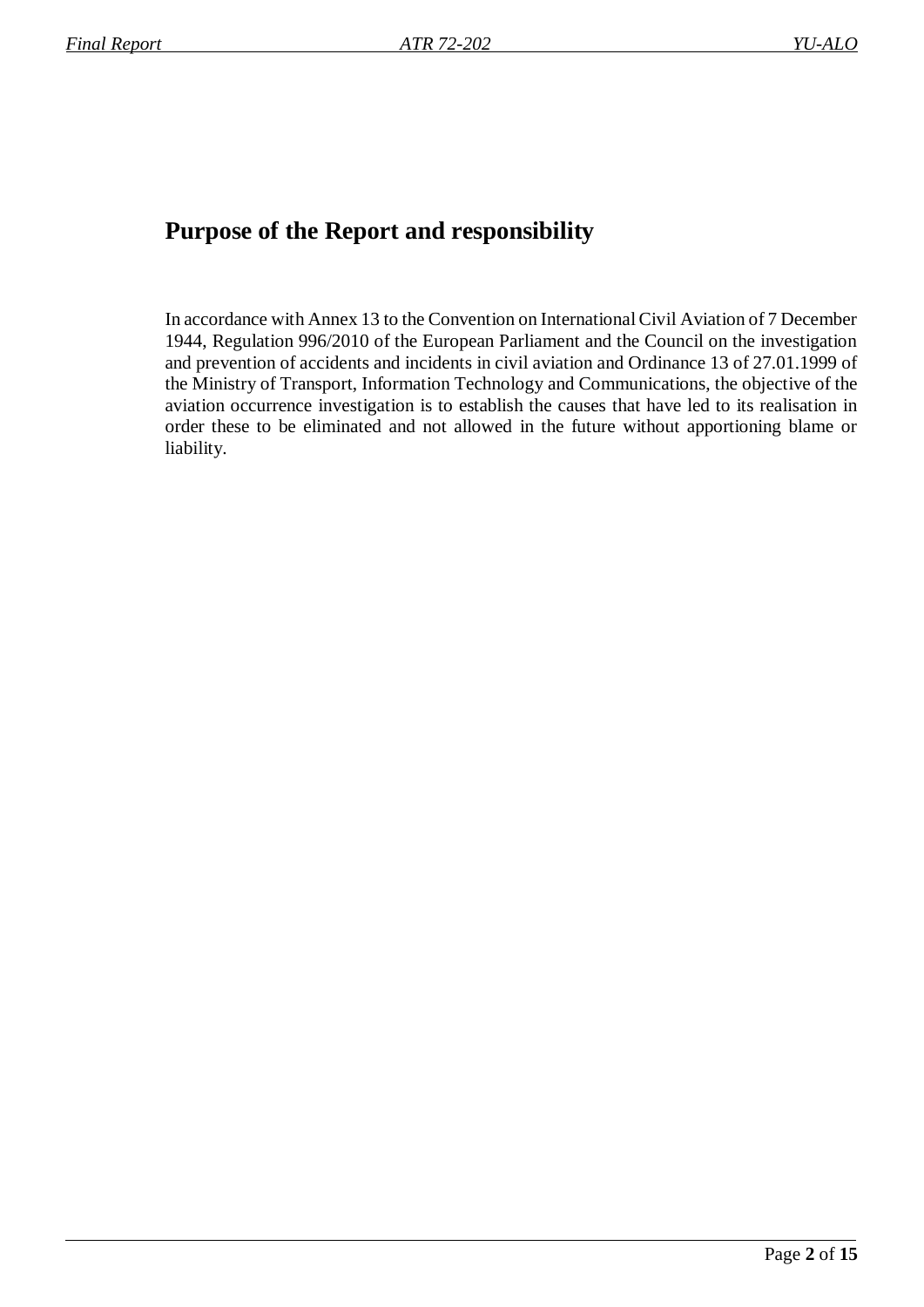# Purpose of the Report and responsibility

In accordance with Annex 13 to the Convention on International Civil Aviation of 7 December 1944, Regulation 996/2010 of the European Parliament and the Council on the investigation and prevention of accidents and incidents in civil aviation and Ordinance 13 of 27.01.1999 of the Ministry of Transport, Information Technology and Communications, the objective of the aviation occurrence investigation is to establish the causes that have led to its realisation in order these to be eliminated and not allowed in the future without apportioning blame or liability.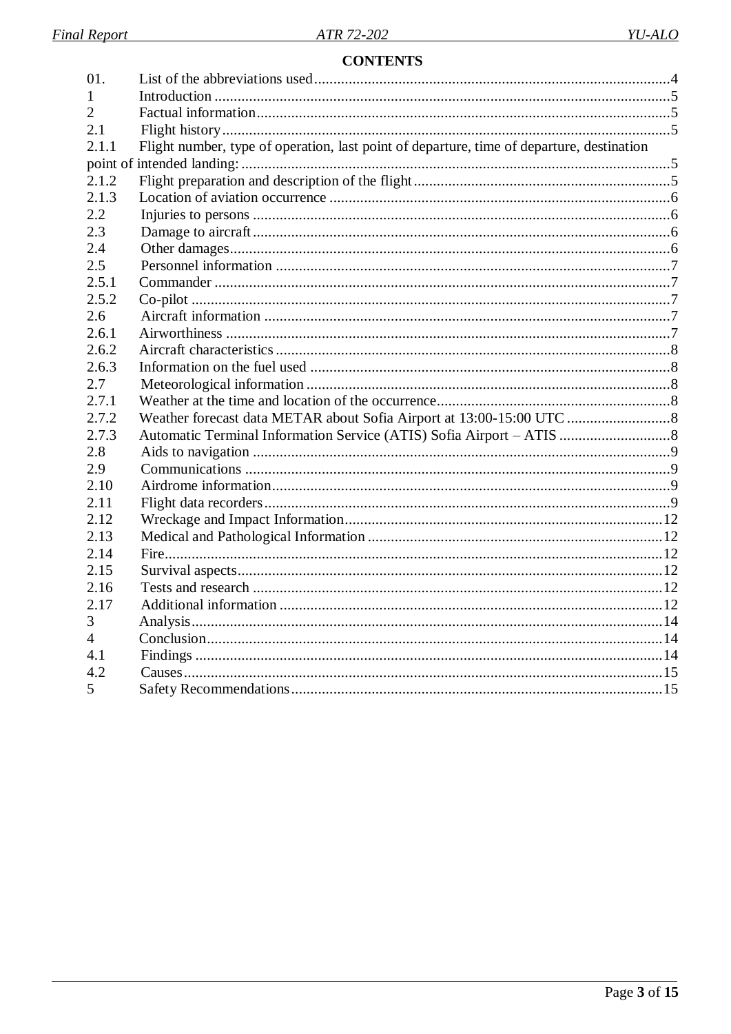## CONTENTS

| | | |
|---|---|---|
| 01. | List of the abbreviations used | 4 |
| 1 | Introduction | 5 |
| 2 | Factual information | 5 |
| 2.1 | Flight history | 5 |
| 2.1.1 | Flight number, type of operation, last point of departure, time of departure, destination point of intended landing: | 5 |
| 2.1.2 | Flight preparation and description of the flight | 5 |
| 2.1.3 | Location of aviation occurrence | 6 |
| 2.2 | Injuries to persons | 6 |
| 2.3 | Damage to aircraft | 6 |
| 2.4 | Other damages | 6 |
| 2.5 | Personnel information | 7 |
| 2.5.1 | Commander | 7 |
| 2.5.2 | Co-pilot | 7 |
| 2.6 | Aircraft information | 7 |
| 2.6.1 | Airworthiness | 7 |
| 2.6.2 | Aircraft characteristics | 8 |
| 2.6.3 | Information on the fuel used | 8 |
| 2.7 | Meteorological information | 8 |
| 2.7.1 | Weather at the time and location of the occurrence | 8 |
| 2.7.2 | Weather forecast data METAR about Sofia Airport at 13:00-15:00 UTC | 8 |
| 2.7.3 | Automatic Terminal Information Service (ATIS) Sofia Airport – ATIS | 8 |
| 2.8 | Aids to navigation | 9 |
| 2.9 | Communications | 9 |
| 2.10 | Airdrome information | 9 |
| 2.11 | Flight data recorders | 9 |
| 2.12 | Wreckage and Impact Information | 12 |
| 2.13 | Medical and Pathological Information | 12 |
| 2.14 | Fire | 12 |
| 2.15 | Survival aspects | 12 |
| 2.16 | Tests and research | 12 |
| 2.17 | Additional information | 12 |
| 3 | Analysis | 14 |
| 4 | Conclusion | 14 |
| 4.1 | Findings | 14 |
| 4.2 | Causes | 15 |
| 5 | Safety Recommendations | 15 |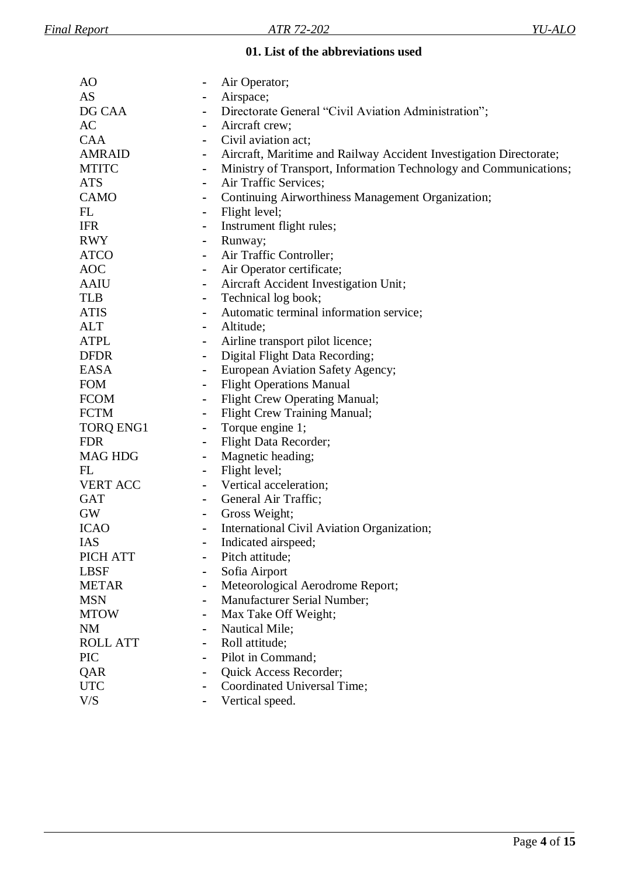## 01. List of the abbreviations used

| | | |
|---|---|---|
| AO | - | Air Operator; |
| AS | - | Airspace; |
| DG CAA | - | Directorate General "Civil Aviation Administration"; |
| AC | - | Aircraft crew; |
| CAA | - | Civil aviation act; |
| AMRAID | - | Aircraft, Maritime and Railway Accident Investigation Directorate; |
| MTITC | - | Ministry of Transport, Information Technology and Communications; |
| ATS | - | Air Traffic Services; |
| CAMO | - | Continuing Airworthiness Management Organization; |
| FL | - | Flight level; |
| IFR | - | Instrument flight rules; |
| RWY | - | Runway; |
| ATCO | - | Air Traffic Controller; |
| AOC | - | Air Operator certificate; |
| AAIU | - | Aircraft Accident Investigation Unit; |
| TLB | - | Technical log book; |
| ATIS | - | Automatic terminal information service; |
| ALT | - | Altitude; |
| ATPL | - | Airline transport pilot licence; |
| DFDR | - | Digital Flight Data Recording; |
| EASA | - | European Aviation Safety Agency; |
| FOM | - | Flight Operations Manual |
| FCOM | - | Flight Crew Operating Manual; |
| FCTM | - | Flight Crew Training Manual; |
| TORQ ENG1 | - | Torque engine 1; |
| FDR | - | Flight Data Recorder; |
| MAG HDG | - | Magnetic heading; |
| FL | - | Flight level; |
| VERT ACC | - | Vertical acceleration; |
| GAT | - | General Air Traffic; |
| GW | - | Gross Weight; |
| ICAO | - | International Civil Aviation Organization; |
| IAS | - | Indicated airspeed; |
| PICH ATT | - | Pitch attitude; |
| LBSF | - | Sofia Airport |
| METAR | - | Meteorological Aerodrome Report; |
| MSN | - | Manufacturer Serial Number; |
| MTOW | - | Max Take Off Weight; |
| NM | - | Nautical Mile; |
| ROLL ATT | - | Roll attitude; |
| PIC | - | Pilot in Command; |
| QAR | - | Quick Access Recorder; |
| UTC | - | Coordinated Universal Time; |
| V/S | - | Vertical speed. |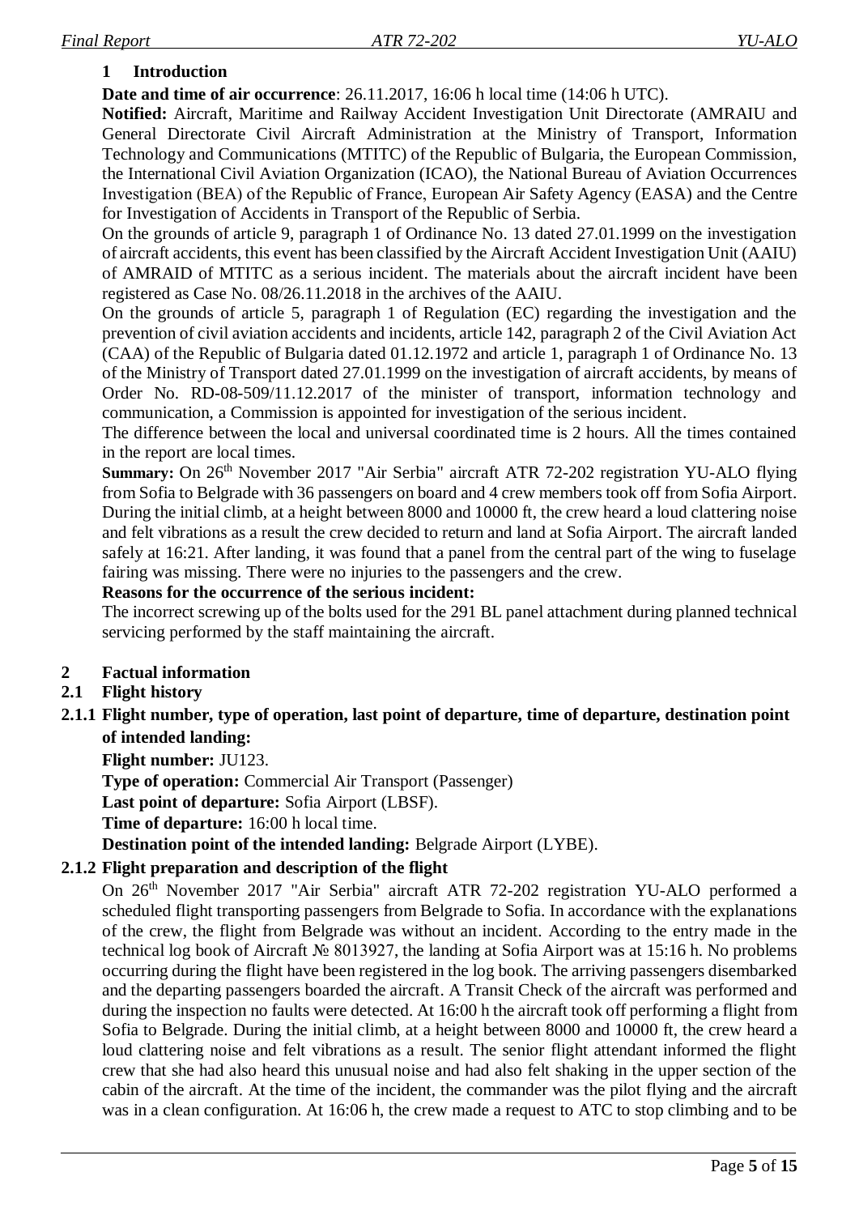# 1 Introduction

**Date and time of air occurrence**: 26.11.2017, 16:06 h local time (14:06 h UTC).

**Notified:** Aircraft, Maritime and Railway Accident Investigation Unit Directorate (AMRAIU and General Directorate Civil Aircraft Administration at the Ministry of Transport, Information Technology and Communications (MTITC) of the Republic of Bulgaria, the European Commission, the International Civil Aviation Organization (ICAO), the National Bureau of Aviation Occurrences Investigation (BEA) of the Republic of France, European Air Safety Agency (EASA) and the Centre for Investigation of Accidents in Transport of the Republic of Serbia.

On the grounds of article 9, paragraph 1 of Ordinance No. 13 dated 27.01.1999 on the investigation of aircraft accidents, this event has been classified by the Aircraft Accident Investigation Unit (AAIU) of AMRAID of MTITC as a serious incident. The materials about the aircraft incident have been registered as Case No. 08/26.11.2018 in the archives of the AAIU.

On the grounds of article 5, paragraph 1 of Regulation (EC) regarding the investigation and the prevention of civil aviation accidents and incidents, article 142, paragraph 2 of the Civil Aviation Act (CAA) of the Republic of Bulgaria dated 01.12.1972 and article 1, paragraph 1 of Ordinance No. 13 of the Ministry of Transport dated 27.01.1999 on the investigation of aircraft accidents, by means of Order No. RD-08-509/11.12.2017 of the minister of transport, information technology and communication, a Commission is appointed for investigation of the serious incident.

The difference between the local and universal coordinated time is 2 hours. All the times contained in the report are local times.

**Summary:** On 26th November 2017 "Air Serbia" aircraft ATR 72-202 registration YU-ALO flying from Sofia to Belgrade with 36 passengers on board and 4 crew members took off from Sofia Airport. During the initial climb, at a height between 8000 and 10000 ft, the crew heard a loud clattering noise and felt vibrations as a result the crew decided to return and land at Sofia Airport. The aircraft landed safely at 16:21. After landing, it was found that a panel from the central part of the wing to fuselage fairing was missing. There were no injuries to the passengers and the crew.

**Reasons for the occurrence of the serious incident:**

The incorrect screwing up of the bolts used for the 291 BL panel attachment during planned technical servicing performed by the staff maintaining the aircraft.

# 2 Factual information

## 2.1 Flight history

### 2.1.1 Flight number, type of operation, last point of departure, time of departure, destination point of intended landing:

**Flight number:** JU123.

**Type of operation:** Commercial Air Transport (Passenger)

**Last point of departure:** Sofia Airport (LBSF).

**Time of departure:** 16:00 h local time.

**Destination point of the intended landing:** Belgrade Airport (LYBE).

### 2.1.2 Flight preparation and description of the flight

On 26th November 2017 "Air Serbia" aircraft ATR 72-202 registration YU-ALO performed a scheduled flight transporting passengers from Belgrade to Sofia. In accordance with the explanations of the crew, the flight from Belgrade was without an incident. According to the entry made in the technical log book of Aircraft № 8013927, the landing at Sofia Airport was at 15:16 h. No problems occurring during the flight have been registered in the log book. The arriving passengers disembarked and the departing passengers boarded the aircraft. A Transit Check of the aircraft was performed and during the inspection no faults were detected. At 16:00 h the aircraft took off performing a flight from Sofia to Belgrade. During the initial climb, at a height between 8000 and 10000 ft, the crew heard a loud clattering noise and felt vibrations as a result. The senior flight attendant informed the flight crew that she had also heard this unusual noise and had also felt shaking in the upper section of the cabin of the aircraft. At the time of the incident, the commander was the pilot flying and the aircraft was in a clean configuration. At 16:06 h, the crew made a request to ATC to stop climbing and to be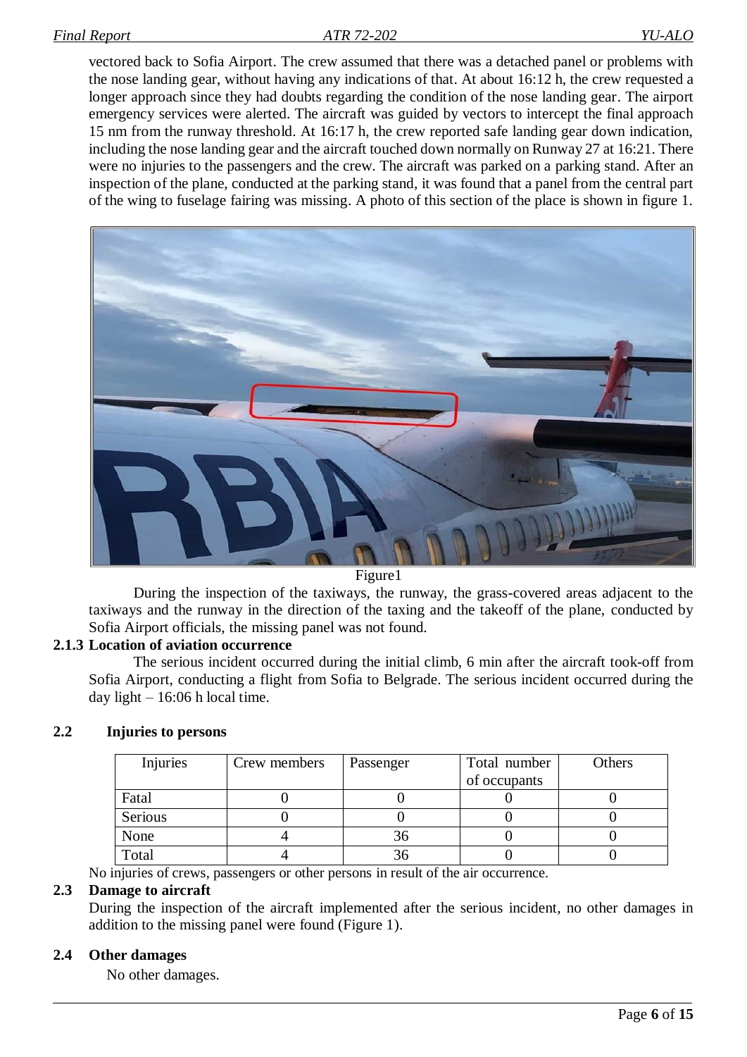vectored back to Sofia Airport. The crew assumed that there was a detached panel or problems with the nose landing gear, without having any indications of that. At about 16:12 h, the crew requested a longer approach since they had doubts regarding the condition of the nose landing gear. The airport emergency services were alerted. The aircraft was guided by vectors to intercept the final approach 15 nm from the runway threshold. At 16:17 h, the crew reported safe landing gear down indication, including the nose landing gear and the aircraft touched down normally on Runway 27 at 16:21. There were no injuries to the passengers and the crew. The aircraft was parked on a parking stand. After an inspection of the plane, conducted at the parking stand, it was found that a panel from the central part of the wing to fuselage fairing was missing. A photo of this section of the place is shown in figure 1.

Figure1

During the inspection of the taxiways, the runway, the grass-covered areas adjacent to the taxiways and the runway in the direction of the taxing and the takeoff of the plane, conducted by Sofia Airport officials, the missing panel was not found.

### 2.1.3 Location of aviation occurrence

The serious incident occurred during the initial climb, 6 min after the aircraft took-off from Sofia Airport, conducting a flight from Sofia to Belgrade. The serious incident occurred during the day light – 16:06 h local time.

## 2.2 Injuries to persons

| Injuries | Crew members | Passenger | Total number of occupants | Others |
|---|---|---|---|---|
| Fatal | 0 | 0 | 0 | 0 |
| Serious | 0 | 0 | 0 | 0 |
| None | 4 | 36 | 0 | 0 |
| Total | 4 | 36 | 0 | 0 |

No injuries of crews, passengers or other persons in result of the air occurrence.

## 2.3 Damage to aircraft

During the inspection of the aircraft implemented after the serious incident, no other damages in addition to the missing panel were found (Figure 1).

## 2.4 Other damages

No other damages.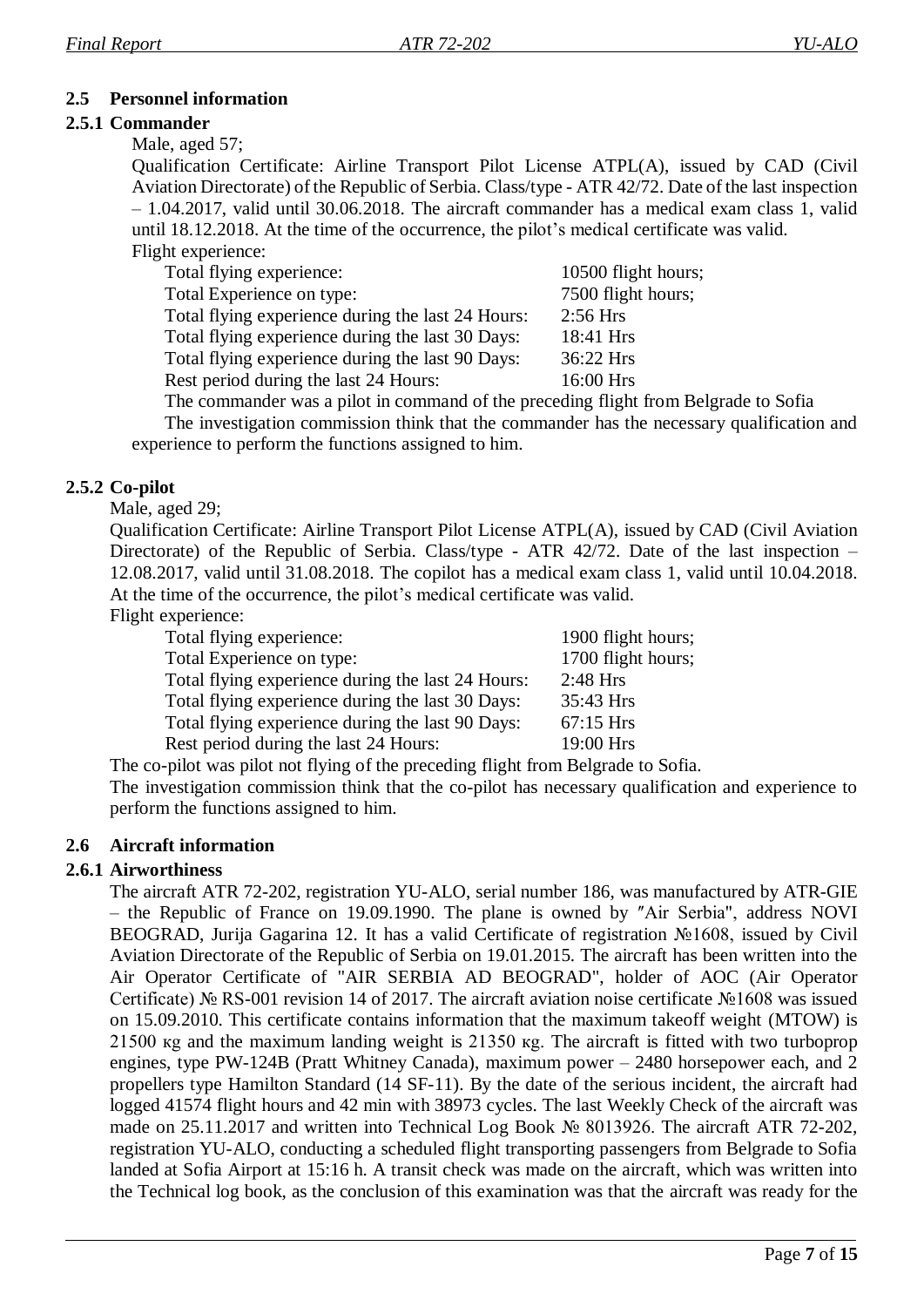## 2.5 Personnel information

### 2.5.1 Commander

Male, aged 57;

Qualification Certificate: Airline Transport Pilot License ATPL(A), issued by CAD (Civil Aviation Directorate) of the Republic of Serbia. Class/type - ATR 42/72. Date of the last inspection – 1.04.2017, valid until 30.06.2018. The aircraft commander has a medical exam class 1, valid until 18.12.2018. At the time of the occurrence, the pilot's medical certificate was valid.

Flight experience:

| | |
|---|---|
| Total flying experience: | 10500 flight hours; |
| Total Experience on type: | 7500 flight hours; |
| Total flying experience during the last 24 Hours: | 2:56 Hrs |
| Total flying experience during the last 30 Days: | 18:41 Hrs |
| Total flying experience during the last 90 Days: | 36:22 Hrs |
| Rest period during the last 24 Hours: | 16:00 Hrs |

The commander was a pilot in command of the preceding flight from Belgrade to Sofia

The investigation commission think that the commander has the necessary qualification and experience to perform the functions assigned to him.

### 2.5.2 Co-pilot

Male, aged 29;

Qualification Certificate: Airline Transport Pilot License ATPL(A), issued by CAD (Civil Aviation Directorate) of the Republic of Serbia. Class/type - ATR 42/72. Date of the last inspection – 12.08.2017, valid until 31.08.2018. The copilot has a medical exam class 1, valid until 10.04.2018. At the time of the occurrence, the pilot's medical certificate was valid.

Flight experience:

| | |
|---|---|
| Total flying experience: | 1900 flight hours; |
| Total Experience on type: | 1700 flight hours; |
| Total flying experience during the last 24 Hours: | 2:48 Hrs |
| Total flying experience during the last 30 Days: | 35:43 Hrs |
| Total flying experience during the last 90 Days: | 67:15 Hrs |
| Rest period during the last 24 Hours: | 19:00 Hrs |

The co-pilot was pilot not flying of the preceding flight from Belgrade to Sofia.

The investigation commission think that the co-pilot has necessary qualification and experience to perform the functions assigned to him.

## 2.6 Aircraft information

### 2.6.1 Airworthiness

The aircraft ATR 72-202, registration YU-ALO, serial number 186, was manufactured by ATR-GIE – the Republic of France on 19.09.1990. The plane is owned by ″Air Serbia", address NOVI BEOGRAD, Jurija Gagarina 12. It has a valid Certificate of registration №1608, issued by Civil Aviation Directorate of the Republic of Serbia on 19.01.2015. The aircraft has been written into the Air Operator Certificate of "AIR SERBIA AD BEOGRAD", holder of AOC (Air Operator Certificate) № RS-001 revision 14 of 2017. The aircraft aviation noise certificate №1608 was issued on 15.09.2010. This certificate contains information that the maximum takeoff weight (MTOW) is 21500 кg and the maximum landing weight is 21350 кg. The aircraft is fitted with two turboprop engines, type PW-124B (Pratt Whitney Canada), maximum power – 2480 horsepower each, and 2 propellers type Hamilton Standard (14 SF-11). By the date of the serious incident, the aircraft had logged 41574 flight hours and 42 min with 38973 cycles. The last Weekly Check of the aircraft was made on 25.11.2017 and written into Technical Log Book № 8013926. The aircraft ATR 72-202, registration YU-ALO, conducting a scheduled flight transporting passengers from Belgrade to Sofia landed at Sofia Airport at 15:16 h. A transit check was made on the aircraft, which was written into the Technical log book, as the conclusion of this examination was that the aircraft was ready for the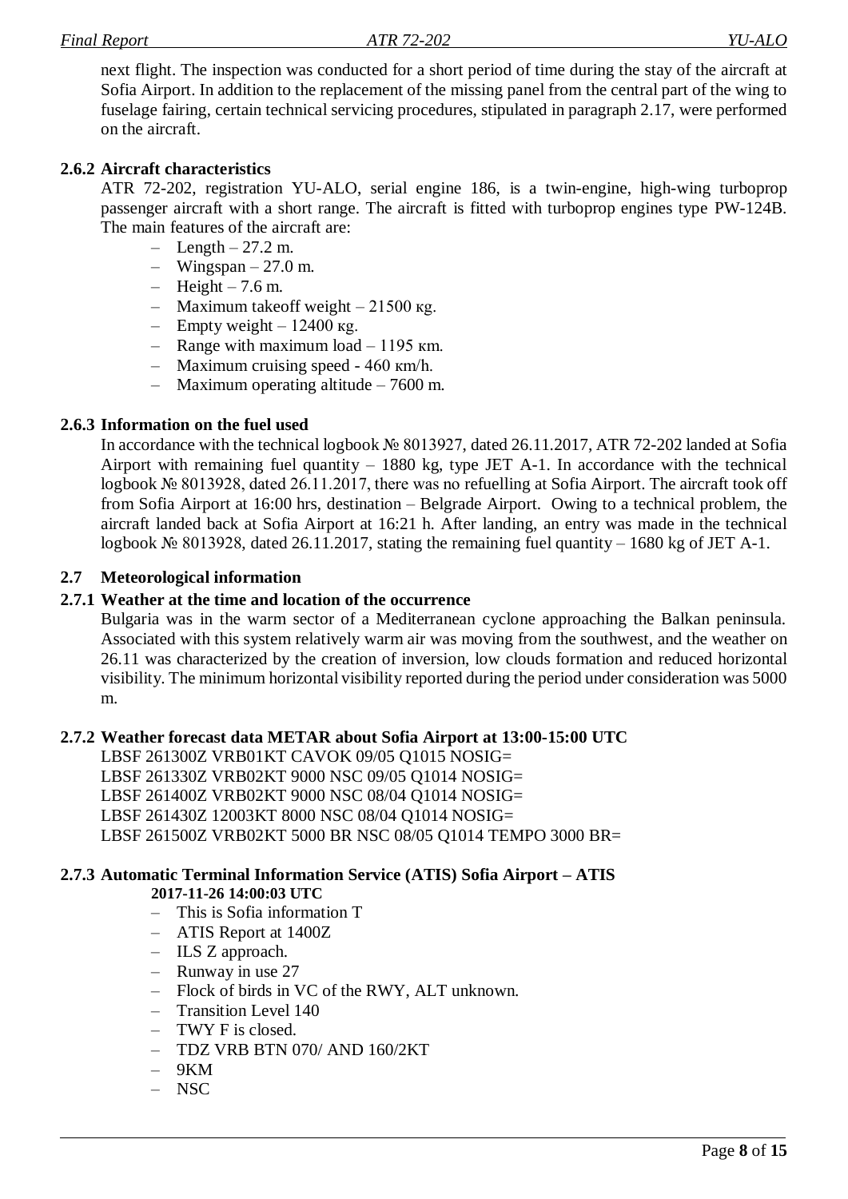next flight. The inspection was conducted for a short period of time during the stay of the aircraft at Sofia Airport. In addition to the replacement of the missing panel from the central part of the wing to fuselage fairing, certain technical servicing procedures, stipulated in paragraph 2.17, were performed on the aircraft.

### 2.6.2 Aircraft characteristics

ATR 72-202, registration YU-ALO, serial engine 186, is a twin-engine, high-wing turboprop passenger aircraft with a short range. The aircraft is fitted with turboprop engines type PW-124B. The main features of the aircraft are:

- Length – 27.2 m.
- Wingspan – 27.0 m.
- Height – 7.6 m.
- Maximum takeoff weight – 21500 кg.
- Empty weight – 12400 кg.
- Range with maximum load – 1195 кm.
- Maximum cruising speed - 460 кm/h.
- Maximum operating altitude – 7600 m.

### 2.6.3 Information on the fuel used

In accordance with the technical logbook № 8013927, dated 26.11.2017, ATR 72-202 landed at Sofia Airport with remaining fuel quantity – 1880 kg, type JET A-1. In accordance with the technical logbook № 8013928, dated 26.11.2017, there was no refuelling at Sofia Airport. The aircraft took off from Sofia Airport at 16:00 hrs, destination – Belgrade Airport. Owing to a technical problem, the aircraft landed back at Sofia Airport at 16:21 h. After landing, an entry was made in the technical logbook № 8013928, dated 26.11.2017, stating the remaining fuel quantity – 1680 kg of JET A-1.

## 2.7 Meteorological information

### 2.7.1 Weather at the time and location of the occurrence

Bulgaria was in the warm sector of a Mediterranean cyclone approaching the Balkan peninsula. Associated with this system relatively warm air was moving from the southwest, and the weather on 26.11 was characterized by the creation of inversion, low clouds formation and reduced horizontal visibility. The minimum horizontal visibility reported during the period under consideration was 5000 m.

### 2.7.2 Weather forecast data METAR about Sofia Airport at 13:00-15:00 UTC

LBSF 261300Z VRB01KT CAVOK 09/05 Q1015 NOSIG=
LBSF 261330Z VRB02KT 9000 NSC 09/05 Q1014 NOSIG=
LBSF 261400Z VRB02KT 9000 NSC 08/04 Q1014 NOSIG=
LBSF 261430Z 12003KT 8000 NSC 08/04 Q1014 NOSIG=
LBSF 261500Z VRB02KT 5000 BR NSC 08/05 Q1014 TEMPO 3000 BR=

### 2.7.3 Automatic Terminal Information Service (ATIS) Sofia Airport – ATIS

**2017-11-26 14:00:03 UTC**

- This is Sofia information T
- ATIS Report at 1400Z
- ILS Z approach.
- Runway in use 27
- Flock of birds in VC of the RWY, ALT unknown.
- Transition Level 140
- TWY F is closed.
- TDZ VRB BTN 070/ AND 160/2KT
- 9KM
- NSC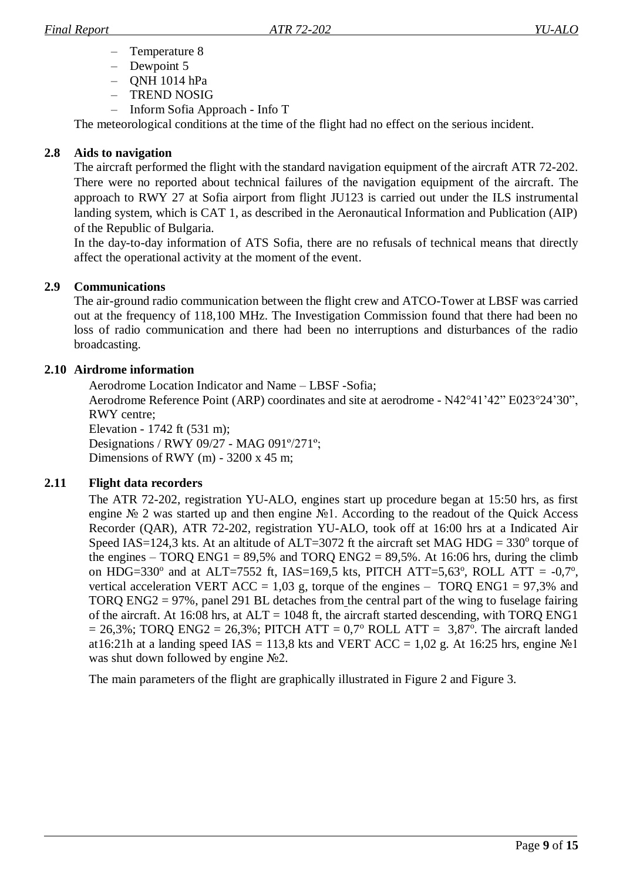- Temperature 8
- Dewpoint 5
- QNH 1014 hPa
- TREND NOSIG
- Inform Sofia Approach - Info T

The meteorological conditions at the time of the flight had no effect on the serious incident.

## 2.8 Aids to navigation

The aircraft performed the flight with the standard navigation equipment of the aircraft ATR 72-202. There were no reported about technical failures of the navigation equipment of the aircraft. The approach to RWY 27 at Sofia airport from flight JU123 is carried out under the ILS instrumental landing system, which is CAT 1, as described in the Aeronautical Information and Publication (AIP) of the Republic of Bulgaria.

In the day-to-day information of ATS Sofia, there are no refusals of technical means that directly affect the operational activity at the moment of the event.

## 2.9 Communications

The air-ground radio communication between the flight crew and ATCO-Tower at LBSF was carried out at the frequency of 118,100 MHz. The Investigation Commission found that there had been no loss of radio communication and there had been no interruptions and disturbances of the radio broadcasting.

## 2.10 Airdrome information

Aerodrome Location Indicator and Name – LBSF -Sofia;
Aerodrome Reference Point (ARP) coordinates and site at aerodrome - N42°41'42" E023°24'30", RWY centre;
Elevation - 1742 ft (531 m);
Designations / RWY 09/27 - MAG 091º/271º;
Dimensions of RWY (m) - 3200 x 45 m;

## 2.11 Flight data recorders

The ATR 72-202, registration YU-ALO, engines start up procedure began at 15:50 hrs, as first engine № 2 was started up and then engine №1. According to the readout of the Quick Access Recorder (QAR), ATR 72-202, registration YU-ALO, took off at 16:00 hrs at a Indicated Air Speed IAS=124,3 kts. At an altitude of ALT=3072 ft the aircraft set MAG HDG = 330° torque of the engines – TORQ ENG1 = 89,5% and TORQ ENG2 = 89,5%. At 16:06 hrs, during the climb on HDG=330° and at ALT=7552 ft, IAS=169,5 kts, PITCH ATT=5,63°, ROLL ATT = -0,7°, vertical acceleration VERT ACC = 1,03 g, torque of the engines – TORQ ENG1 = 97,3% and TORQ ENG2 = 97%, panel 291 BL detaches from the central part of the wing to fuselage fairing of the aircraft. At 16:08 hrs, at ALT = 1048 ft, the aircraft started descending, with TORQ ENG1 = 26,3%; TORQ ENG2 = 26,3%; PITCH ATT = 0,7° ROLL ATT = 3,87°. The aircraft landed at16:21h at a landing speed IAS = 113,8 kts and VERT ACC = 1,02 g. At 16:25 hrs, engine №1 was shut down followed by engine №2.

The main parameters of the flight are graphically illustrated in Figure 2 and Figure 3.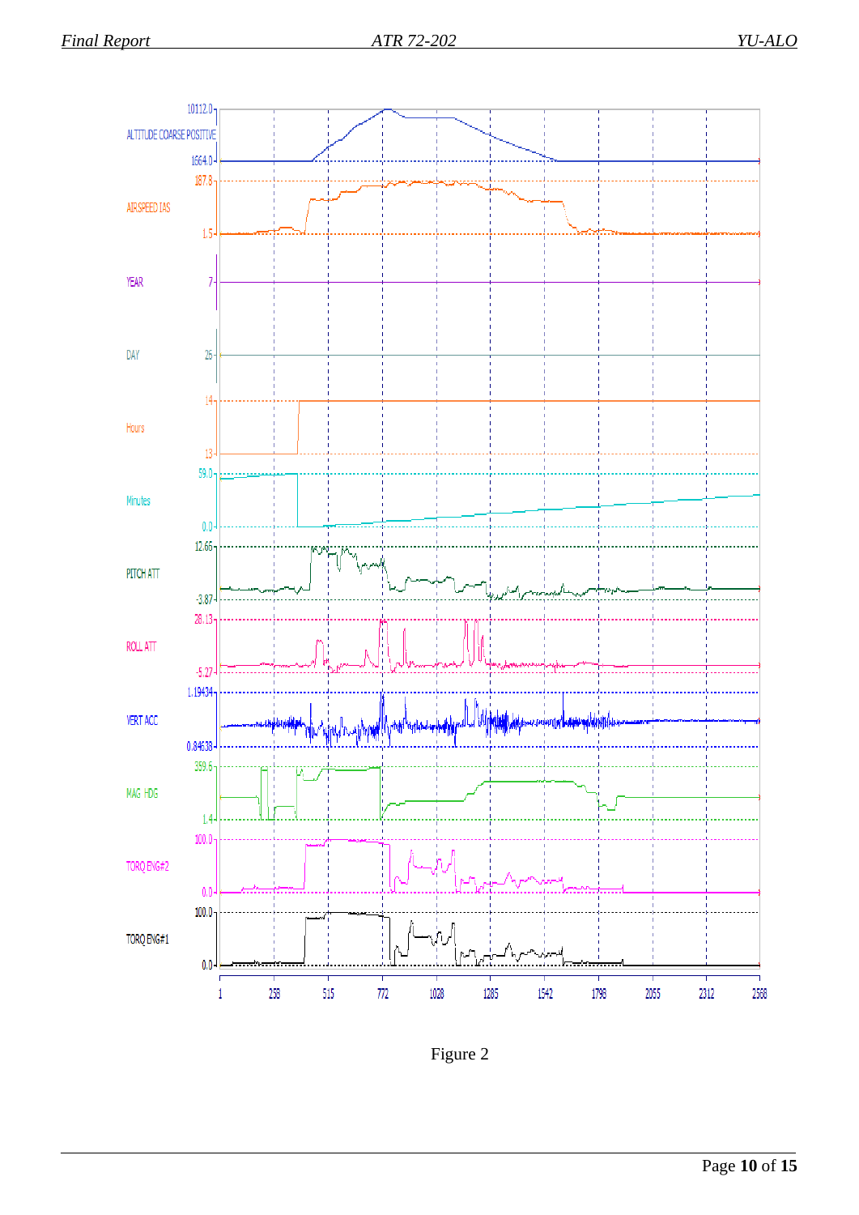Figure 2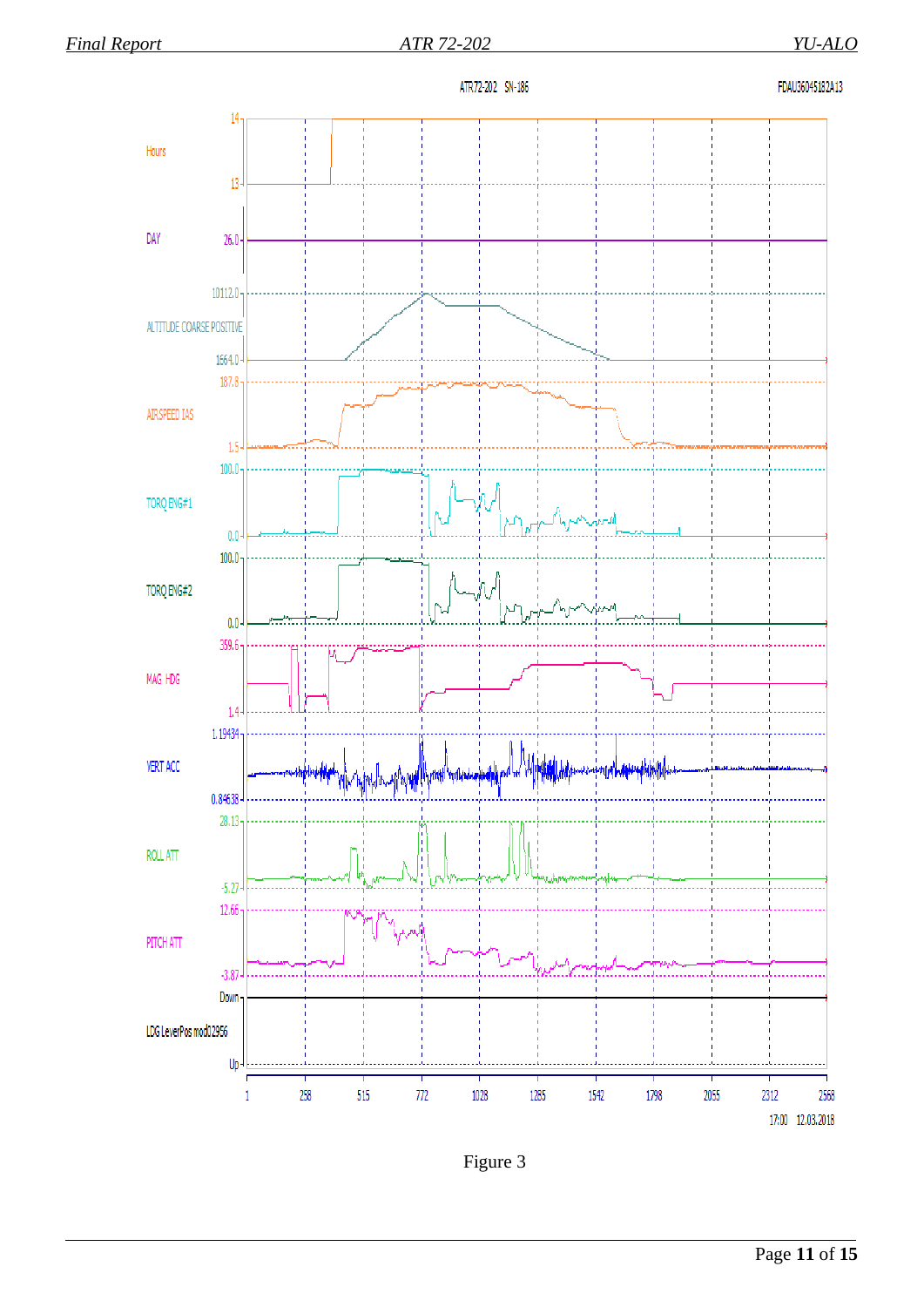Figure 3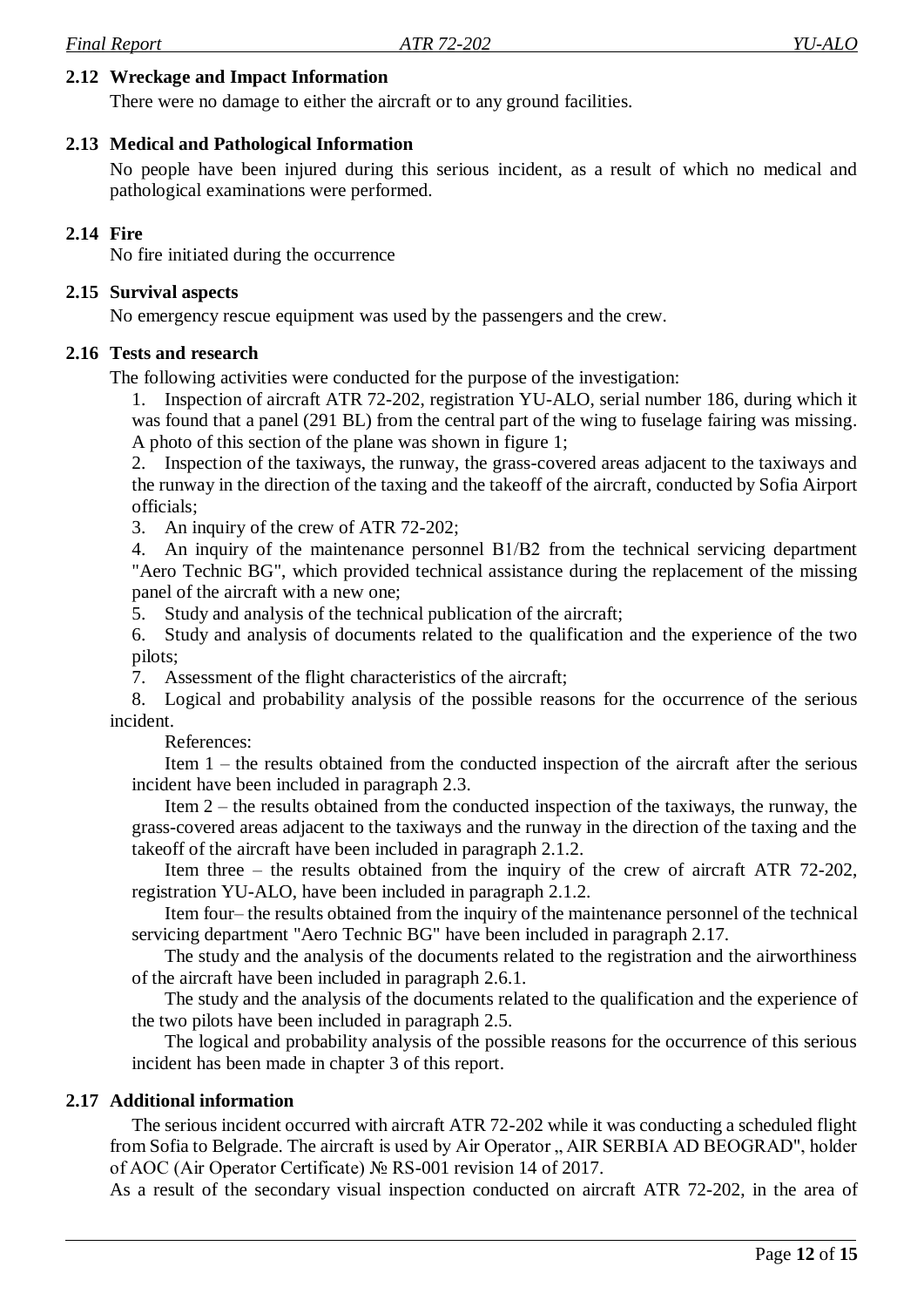## 2.12 Wreckage and Impact Information

There were no damage to either the aircraft or to any ground facilities.

## 2.13 Medical and Pathological Information

No people have been injured during this serious incident, as a result of which no medical and pathological examinations were performed.

## 2.14 Fire

No fire initiated during the occurrence

## 2.15 Survival aspects

No emergency rescue equipment was used by the passengers and the crew.

## 2.16 Tests and research

The following activities were conducted for the purpose of the investigation:

1. Inspection of aircraft ATR 72-202, registration YU-ALO, serial number 186, during which it was found that a panel (291 BL) from the central part of the wing to fuselage fairing was missing. A photo of this section of the plane was shown in figure 1;
2. Inspection of the taxiways, the runway, the grass-covered areas adjacent to the taxiways and the runway in the direction of the taxing and the takeoff of the aircraft, conducted by Sofia Airport officials;
3. An inquiry of the crew of ATR 72-202;
4. An inquiry of the maintenance personnel B1/B2 from the technical servicing department "Aero Technic BG", which provided technical assistance during the replacement of the missing panel of the aircraft with a new one;
5. Study and analysis of the technical publication of the aircraft;
6. Study and analysis of documents related to the qualification and the experience of the two pilots;
7. Assessment of the flight characteristics of the aircraft;
8. Logical and probability analysis of the possible reasons for the occurrence of the serious incident.

References:

Item 1 – the results obtained from the conducted inspection of the aircraft after the serious incident have been included in paragraph 2.3.

Item 2 – the results obtained from the conducted inspection of the taxiways, the runway, the grass-covered areas adjacent to the taxiways and the runway in the direction of the taxing and the takeoff of the aircraft have been included in paragraph 2.1.2.

Item three – the results obtained from the inquiry of the crew of aircraft ATR 72-202, registration YU-ALO, have been included in paragraph 2.1.2.

Item four– the results obtained from the inquiry of the maintenance personnel of the technical servicing department "Aero Technic BG" have been included in paragraph 2.17.

The study and the analysis of the documents related to the registration and the airworthiness of the aircraft have been included in paragraph 2.6.1.

The study and the analysis of the documents related to the qualification and the experience of the two pilots have been included in paragraph 2.5.

The logical and probability analysis of the possible reasons for the occurrence of this serious incident has been made in chapter 3 of this report.

## 2.17 Additional information

The serious incident occurred with aircraft ATR 72-202 while it was conducting a scheduled flight from Sofia to Belgrade. The aircraft is used by Air Operator „ AIR SERBIA AD BEOGRAD", holder of AOC (Air Operator Certificate) № RS-001 revision 14 of 2017.

As a result of the secondary visual inspection conducted on aircraft ATR 72-202, in the area of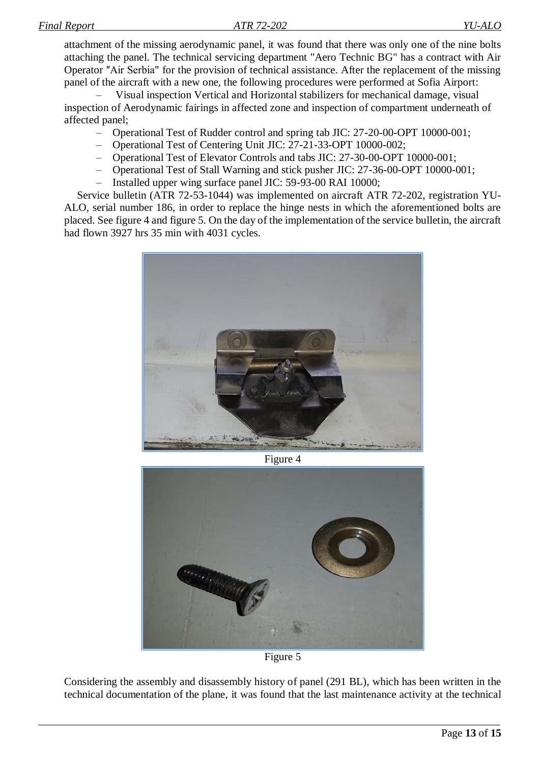attachment of the missing aerodynamic panel, it was found that there was only one of the nine bolts attaching the panel. The technical servicing department "Aero Technic BG" has a contract with Air Operator ″Air Serbia" for the provision of technical assistance. After the replacement of the missing panel of the aircraft with a new one, the following procedures were performed at Sofia Airport:

– Visual inspection Vertical and Horizontal stabilizers for mechanical damage, visual inspection of Aerodynamic fairings in affected zone and inspection of compartment underneath of affected panel;
– Operational Test of Rudder control and spring tab JIC: 27-20-00-OPT 10000-001;
– Operational Test of Centering Unit JIC: 27-21-33-OPT 10000-002;
– Operational Test of Elevator Controls and tabs JIC: 27-30-00-OPT 10000-001;
– Operational Test of Stall Warning and stick pusher JIC: 27-36-00-OPT 10000-001;
– Installed upper wing surface panel JIC: 59-93-00 RAI 10000;

Service bulletin (ATR 72-53-1044) was implemented on aircraft ATR 72-202, registration YU-ALO, serial number 186, in order to replace the hinge nests in which the aforementioned bolts are placed. See figure 4 and figure 5. On the day of the implementation of the service bulletin, the aircraft had flown 3927 hrs 35 min with 4031 cycles.

Figure 4

Figure 5

Considering the assembly and disassembly history of panel (291 BL), which has been written in the technical documentation of the plane, it was found that the last maintenance activity at the technical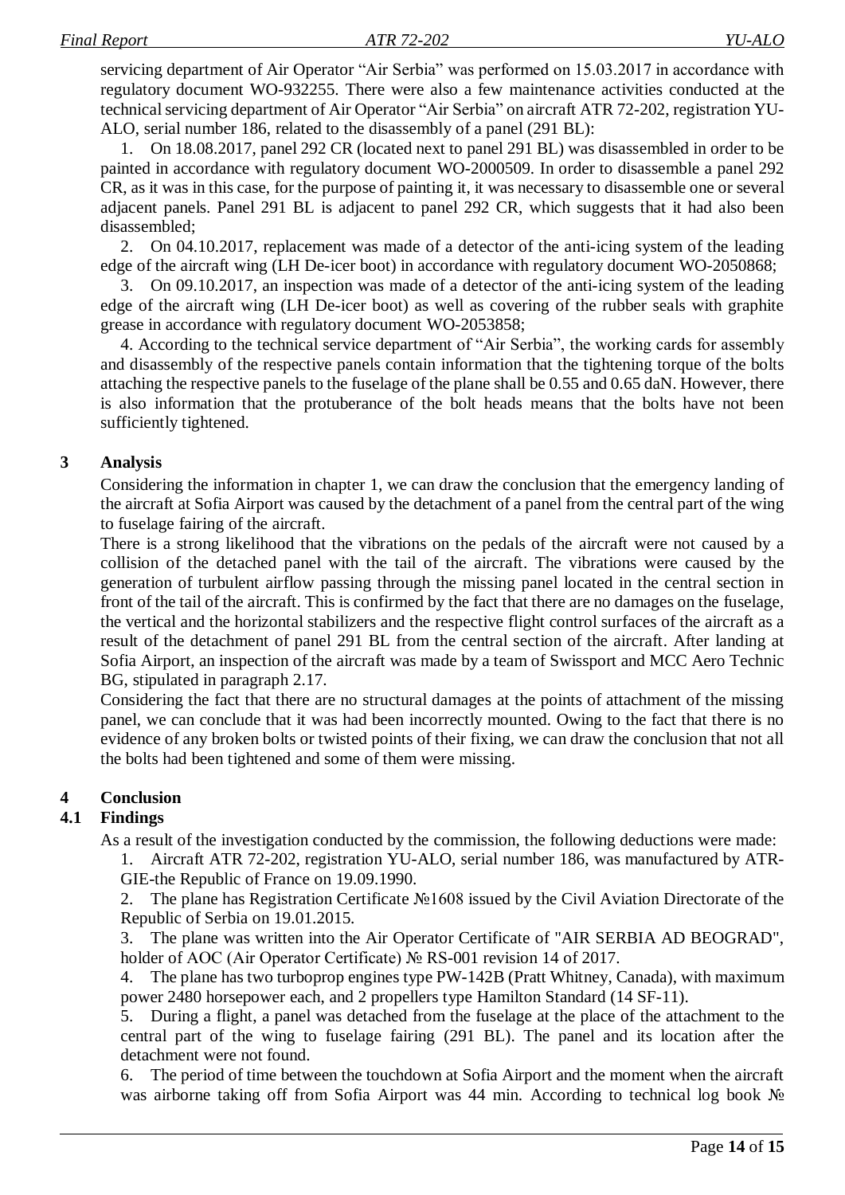servicing department of Air Operator "Air Serbia" was performed on 15.03.2017 in accordance with regulatory document WO-932255. There were also a few maintenance activities conducted at the technical servicing department of Air Operator "Air Serbia" on aircraft ATR 72-202, registration YU-ALO, serial number 186, related to the disassembly of a panel (291 BL):

1. On 18.08.2017, panel 292 CR (located next to panel 291 BL) was disassembled in order to be painted in accordance with regulatory document WO-2000509. In order to disassemble a panel 292 CR, as it was in this case, for the purpose of painting it, it was necessary to disassemble one or several adjacent panels. Panel 291 BL is adjacent to panel 292 CR, which suggests that it had also been disassembled;
2. On 04.10.2017, replacement was made of a detector of the anti-icing system of the leading edge of the aircraft wing (LH De-icer boot) in accordance with regulatory document WO-2050868;
3. On 09.10.2017, an inspection was made of a detector of the anti-icing system of the leading edge of the aircraft wing (LH De-icer boot) as well as covering of the rubber seals with graphite grease in accordance with regulatory document WO-2053858;
4. According to the technical service department of "Air Serbia", the working cards for assembly and disassembly of the respective panels contain information that the tightening torque of the bolts attaching the respective panels to the fuselage of the plane shall be 0.55 and 0.65 daN. However, there is also information that the protuberance of the bolt heads means that the bolts have not been sufficiently tightened.

# 3 Analysis

Considering the information in chapter 1, we can draw the conclusion that the emergency landing of the aircraft at Sofia Airport was caused by the detachment of a panel from the central part of the wing to fuselage fairing of the aircraft.

There is a strong likelihood that the vibrations on the pedals of the aircraft were not caused by a collision of the detached panel with the tail of the aircraft. The vibrations were caused by the generation of turbulent airflow passing through the missing panel located in the central section in front of the tail of the aircraft. This is confirmed by the fact that there are no damages on the fuselage, the vertical and the horizontal stabilizers and the respective flight control surfaces of the aircraft as a result of the detachment of panel 291 BL from the central section of the aircraft. After landing at Sofia Airport, an inspection of the aircraft was made by a team of Swissport and MCC Aero Technic BG, stipulated in paragraph 2.17.

Considering the fact that there are no structural damages at the points of attachment of the missing panel, we can conclude that it was been incorrectly mounted. Owing to the fact that there is no evidence of any broken bolts or twisted points of their fixing, we can draw the conclusion that not all the bolts had been tightened and some of them were missing.

# 4 Conclusion

## 4.1 Findings

As a result of the investigation conducted by the commission, the following deductions were made:

1. Aircraft ATR 72-202, registration YU-ALO, serial number 186, was manufactured by ATR-GIE-the Republic of France on 19.09.1990.
2. The plane has Registration Certificate №1608 issued by the Civil Aviation Directorate of the Republic of Serbia on 19.01.2015.
3. The plane was written into the Air Operator Certificate of "AIR SERBIA AD BEOGRAD", holder of AOC (Air Operator Certificate) № RS-001 revision 14 of 2017.
4. The plane has two turboprop engines type PW-142B (Pratt Whitney, Canada), with maximum power 2480 horsepower each, and 2 propellers type Hamilton Standard (14 SF-11).
5. During a flight, a panel was detached from the fuselage at the place of the attachment to the central part of the wing to fuselage fairing (291 BL). The panel and its location after the detachment were not found.
6. The period of time between the touchdown at Sofia Airport and the moment when the aircraft was airborne taking off from Sofia Airport was 44 min. According to technical log book №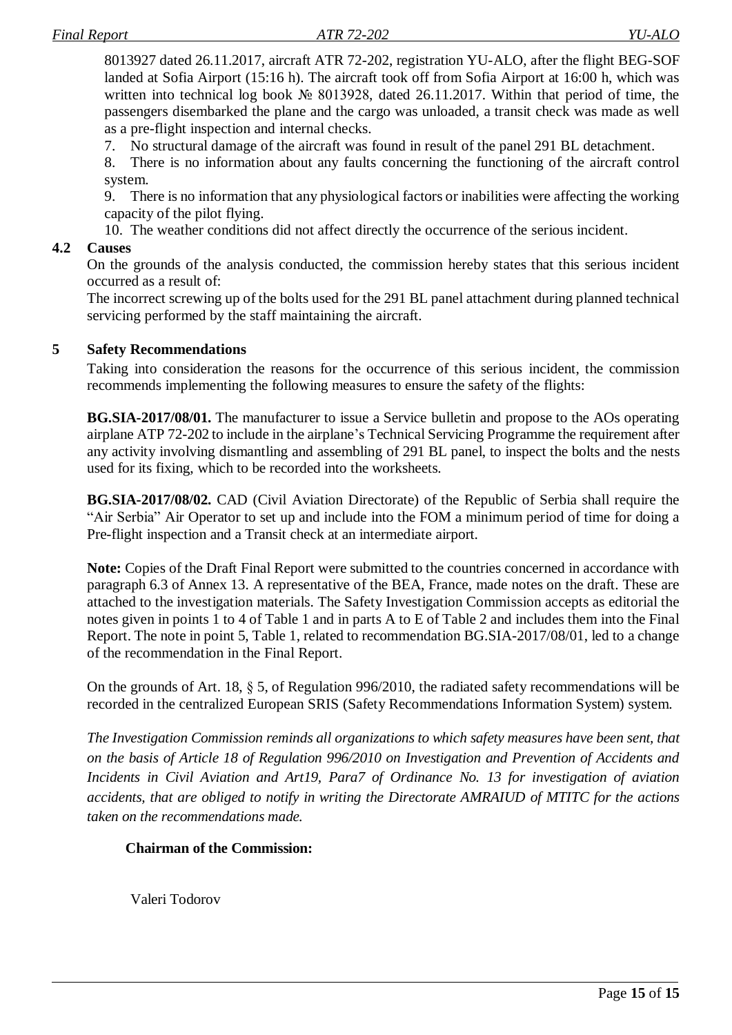8013927 dated 26.11.2017, aircraft ATR 72-202, registration YU-ALO, after the flight BEG-SOF landed at Sofia Airport (15:16 h). The aircraft took off from Sofia Airport at 16:00 h, which was written into technical log book № 8013928, dated 26.11.2017. Within that period of time, the passengers disembarked the plane and the cargo was unloaded, a transit check was made as well as a pre-flight inspection and internal checks.

7. No structural damage of the aircraft was found in result of the panel 291 BL detachment.
8. There is no information about any faults concerning the functioning of the aircraft control system.
9. There is no information that any physiological factors or inabilities were affecting the working capacity of the pilot flying.
10. The weather conditions did not affect directly the occurrence of the serious incident.

### 4.2 Causes

On the grounds of the analysis conducted, the commission hereby states that this serious incident occurred as a result of:

The incorrect screwing up of the bolts used for the 291 BL panel attachment during planned technical servicing performed by the staff maintaining the aircraft.

## 5 Safety Recommendations

Taking into consideration the reasons for the occurrence of this serious incident, the commission recommends implementing the following measures to ensure the safety of the flights:

**BG.SIA-2017/08/01.** The manufacturer to issue a Service bulletin and propose to the AOs operating airplane ATP 72-202 to include in the airplane's Technical Servicing Programme the requirement after any activity involving dismantling and assembling of 291 BL panel, to inspect the bolts and the nests used for its fixing, which to be recorded into the worksheets.

**BG.SIA-2017/08/02.** CAD (Civil Aviation Directorate) of the Republic of Serbia shall require the "Air Serbia" Air Operator to set up and include into the FOM a minimum period of time for doing a Pre-flight inspection and a Transit check at an intermediate airport.

**Note:** Copies of the Draft Final Report were submitted to the countries concerned in accordance with paragraph 6.3 of Annex 13. A representative of the BEA, France, made notes on the draft. These are attached to the investigation materials. The Safety Investigation Commission accepts as editorial the notes given in points 1 to 4 of Table 1 and in parts A to E of Table 2 and includes them into the Final Report. The note in point 5, Table 1, related to recommendation BG.SIA-2017/08/01, led to a change of the recommendation in the Final Report.

On the grounds of Art. 18, § 5, of Regulation 996/2010, the radiated safety recommendations will be recorded in the centralized European SRIS (Safety Recommendations Information System) system.

*The Investigation Commission reminds all organizations to which safety measures have been sent, that on the basis of Article 18 of Regulation 996/2010 on Investigation and Prevention of Accidents and Incidents in Civil Aviation and Art19, Para7 of Ordinance No. 13 for investigation of aviation accidents, that are obliged to notify in writing the Directorate AMRAIUD of MTITC for the actions taken on the recommendations made.*

**Chairman of the Commission:**

Valeri Todorov